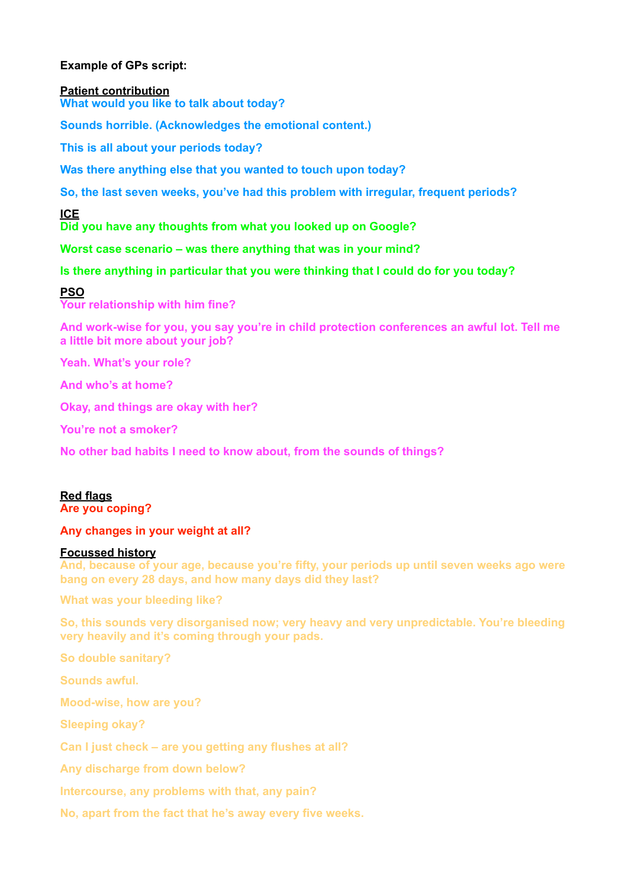**Example of GPs script:**

**Patient contribution**

**What would you like to talk about today?**

**Sounds horrible. (Acknowledges the emotional content.)**

**This is all about your periods today?**

**Was there anything else that you wanted to touch upon today?**

**So, the last seven weeks, you've had this problem with irregular, frequent periods?**

**ICE**

**Did you have any thoughts from what you looked up on Google?**

**Worst case scenario – was there anything that was in your mind?**

**Is there anything in particular that you were thinking that I could do for you today?**

**PSO**

**Your relationship with him fine?**

**And work-wise for you, you say you're in child protection conferences an awful lot. Tell me a little bit more about your job?**

**Yeah. What's your role?**

**And who's at home?**

**Okay, and things are okay with her?**

**You're not a smoker?**

**No other bad habits I need to know about, from the sounds of things?**

**Red flags**

**Are you coping?**

**Any changes in your weight at all?**

**Focussed history**

**And, because of your age, because you're fifty, your periods up until seven weeks ago were bang on every 28 days, and how many days did they last?**

**What was your bleeding like?**

**So, this sounds very disorganised now; very heavy and very unpredictable. You're bleeding very heavily and it's coming through your pads.**

**So double sanitary?**

**Sounds awful.**

**Mood-wise, how are you?**

**Sleeping okay?**

**Can I just check – are you getting any flushes at all?**

**Any discharge from down below?**

**Intercourse, any problems with that, any pain?**

**No, apart from the fact that he's away every five weeks.**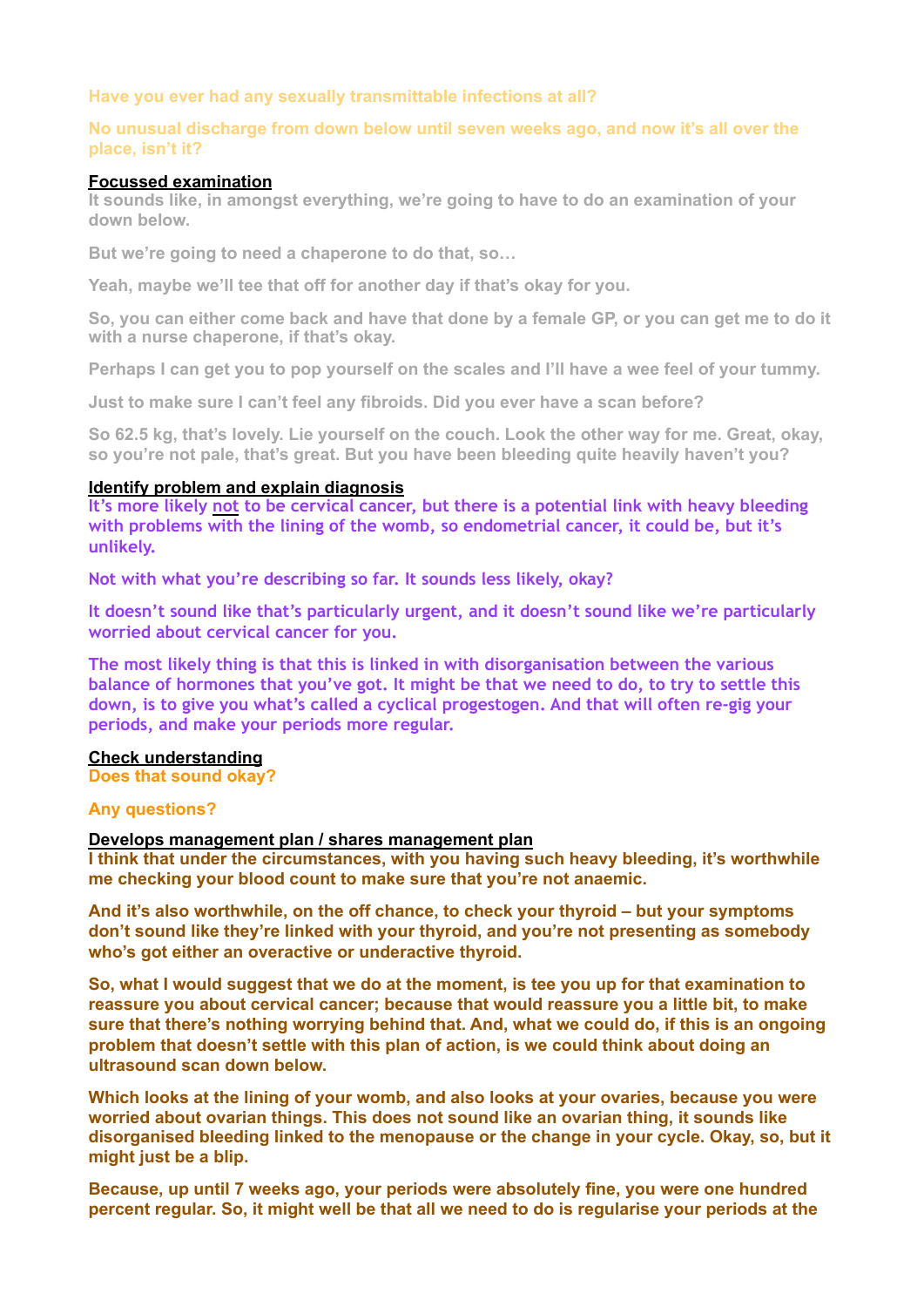**Have you ever had any sexually transmittable infections at all?**

**No unusual discharge from down below until seven weeks ago, and now it's all over the place, isn't it?**

**Focussed examination**

**It sounds like, in amongst everything, we're going to have to do an examination of your down below.**

**But we're going to need a chaperone to do that, so…**

**Yeah, maybe we'll tee that off for another day if that's okay for you.**

**So, you can either come back and have that done by a female GP, or you can get me to do it with a nurse chaperone, if that's okay.**

**Perhaps I can get you to pop yourself on the scales and I'll have a wee feel of your tummy.**

**Just to make sure I can't feel any fibroids. Did you ever have a scan before?**

**So 62.5 kg, that's lovely. Lie yourself on the couch. Look the other way for me. Great, okay, so you're not pale, that's great. But you have been bleeding quite heavily haven't you?**

**Identify problem and explain diagnosis**

It's more likely not to be cervical cancer, but there is a potential link with heavy bleeding with problems with the lining of the womb, so endometrial cancer, it could be, but it's unlikely.

Not with what you're describing so far. It sounds less likely, okay?

It doesn't sound like that's particularly urgent, and it doesn't sound like we're particularly worried about cervical cancer for you.

The most likely thing is that this is linked in with disorganisation between the various balance of hormones that you've got. It might be that we need to do, to try to settle this down, is to give you what's called a cyclical progestogen. And that will often re-gig your periods, and make your periods more regular.

**Check understanding**

**Does that sound okay?**

**Any questions?**

**Develops management plan / shares management plan**

**I think that under the circumstances, with you having such heavy bleeding, it's worthwhile me checking your blood count to make sure that you're not anaemic.**

**And it's also worthwhile, on the off chance, to check your thyroid – but your symptoms don't sound like they're linked with your thyroid, and you're not presenting as somebody who's got either an overactive or underactive thyroid.**

**So, what I would suggest that we do at the moment, is tee you up for that examination to reassure you about cervical cancer; because that would reassure you a little bit, to make sure that there's nothing worrying behind that. And, what we could do, if this is an ongoing problem that doesn't settle with this plan of action, is we could think about doing an ultrasound scan down below.**

**Which looks at the lining of your womb, and also looks at your ovaries, because you were worried about ovarian things. This does not sound like an ovarian thing, it sounds like disorganised bleeding linked to the menopause or the change in your cycle. Okay, so, but it might just be a blip.**

**Because, up until 7 weeks ago, your periods were absolutely fine, you were one hundred percent regular. So, it might well be that all we need to do is regularise your periods at the**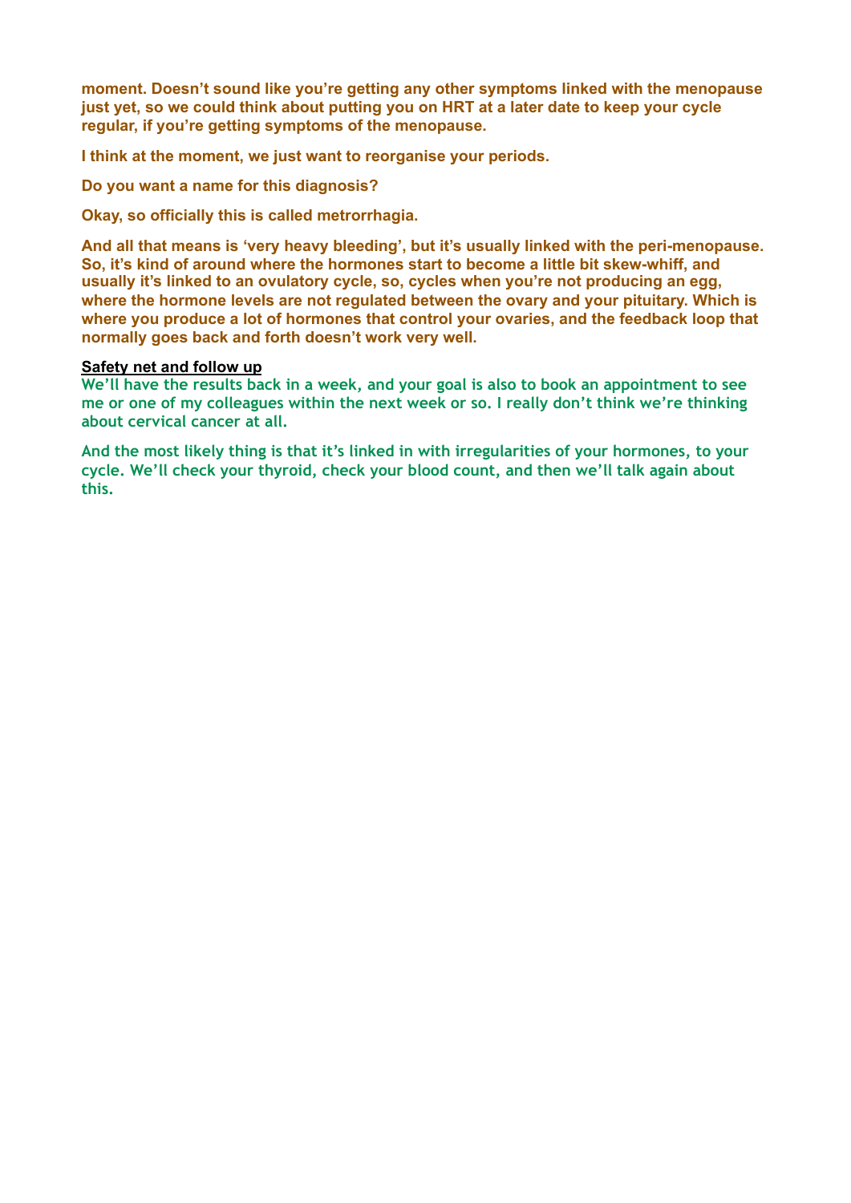**moment. Doesn't sound like you're getting any other symptoms linked with the menopause just yet, so we could think about putting you on HRT at a later date to keep your cycle regular, if you're getting symptoms of the menopause.**

**I think at the moment, we just want to reorganise your periods.**

**Do you want a name for this diagnosis?**

**Okay, so officially this is called metrorrhagia.**

**And all that means is 'very heavy bleeding', but it's usually linked with the peri-menopause. So, it's kind of around where the hormones start to become a little bit skew-whiff, and usually it's linked to an ovulatory cycle, so, cycles when you're not producing an egg, where the hormone levels are not regulated between the ovary and your pituitary. Which is where you produce a lot of hormones that control your ovaries, and the feedback loop that normally goes back and forth doesn't work very well.**

**<u>Safety net and follow up</u>**

**We'll have the results back in a week, and your goal is also to book an appointment to see me or one of my colleagues within the next week or so. I really don't think we're thinking about cervical cancer at all.**

**And the most likely thing is that it's linked in with irregularities of your hormones, to your cycle. We'll check your thyroid, check your blood count, and then we'll talk again about this.**